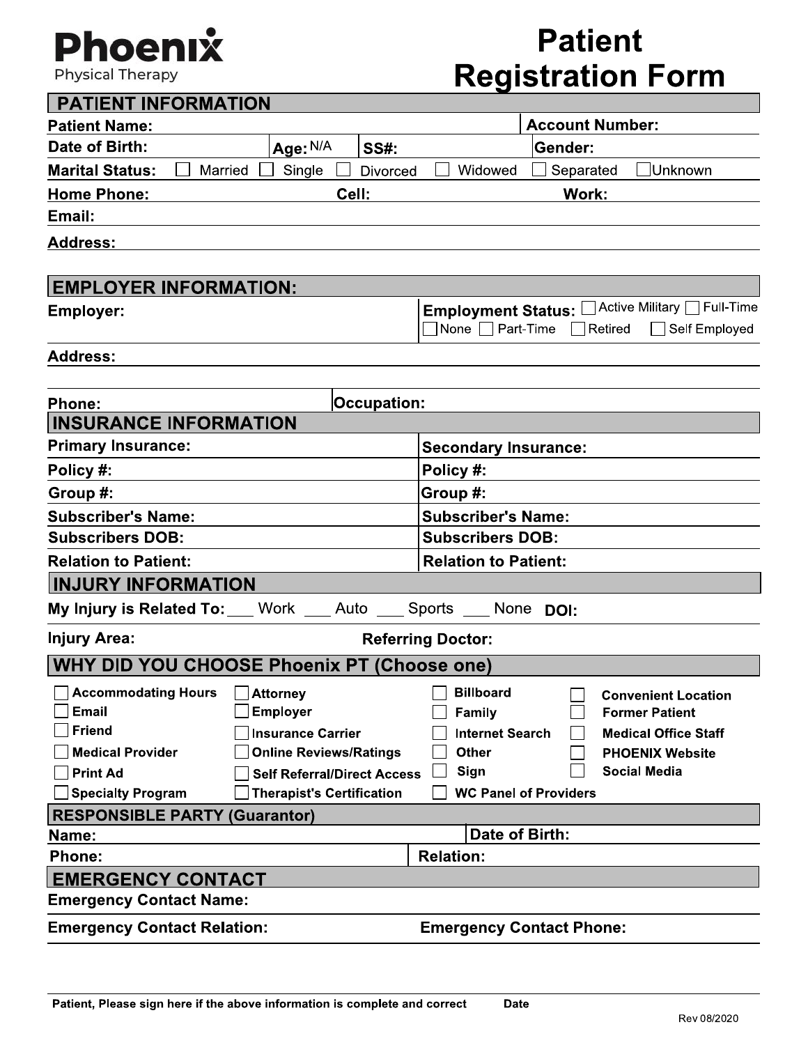# Phoenix
Physical Therapy

# Patient Registration Form

## PATIENT INFORMATION

**Patient Name:** **Account Number:**

**Date of Birth:** **Age:** N/A **SS#:** **Gender:**

**Marital Status:** ☐ Married ☐ Single ☐ Divorced ☐ Widowed ☐ Separated ☐ Unknown

**Home Phone:** **Cell:** **Work:**

**Email:**

**Address:**

## EMPLOYER INFORMATION:

**Employer:**

**Employment Status:** ☐ Active Military ☐ Full-Time ☐ None ☐ Part-Time ☐ Retired ☐ Self Employed

**Address:**

**Phone:** **Occupation:**

## INSURANCE INFORMATION

| **Primary Insurance:** | **Secondary Insurance:** |
|---|---|
| **Policy #:** | **Policy #:** |
| **Group #:** | **Group #:** |
| **Subscriber's Name:** | **Subscriber's Name:** |
| **Subscribers DOB:** | **Subscribers DOB:** |
| **Relation to Patient:** | **Relation to Patient:** |

## INJURY INFORMATION

**My Injury is Related To:** ___ Work ___ Auto ___ Sports ___ None **DOI:**

**Injury Area:** **Referring Doctor:**

## WHY DID YOU CHOOSE Phoenix PT (Choose one)

| | | | |
|---|---|---|---|
| ☐ Accommodating Hours | ☐ Attorney | ☐ Billboard | ☐ Convenient Location |
| ☐ Email | ☐ Employer | ☐ Family | ☐ Former Patient |
| ☐ Friend | ☐ Insurance Carrier | ☐ Internet Search | ☐ Medical Office Staff |
| ☐ Medical Provider | ☐ Online Reviews/Ratings | ☐ Other | ☐ PHOENIX Website |
| ☐ Print Ad | ☐ Self Referral/Direct Access | ☐ Sign | ☐ Social Media |
| ☐ Specialty Program | ☐ Therapist's Certification | ☐ WC Panel of Providers | |

## RESPONSIBLE PARTY (Guarantor)

**Name:** **Date of Birth:**

**Phone:** **Relation:**

## EMERGENCY CONTACT

**Emergency Contact Name:**

**Emergency Contact Relation:** **Emergency Contact Phone:**

**Patient, Please sign here if the above information is complete and correct** **Date**

Rev 08/2020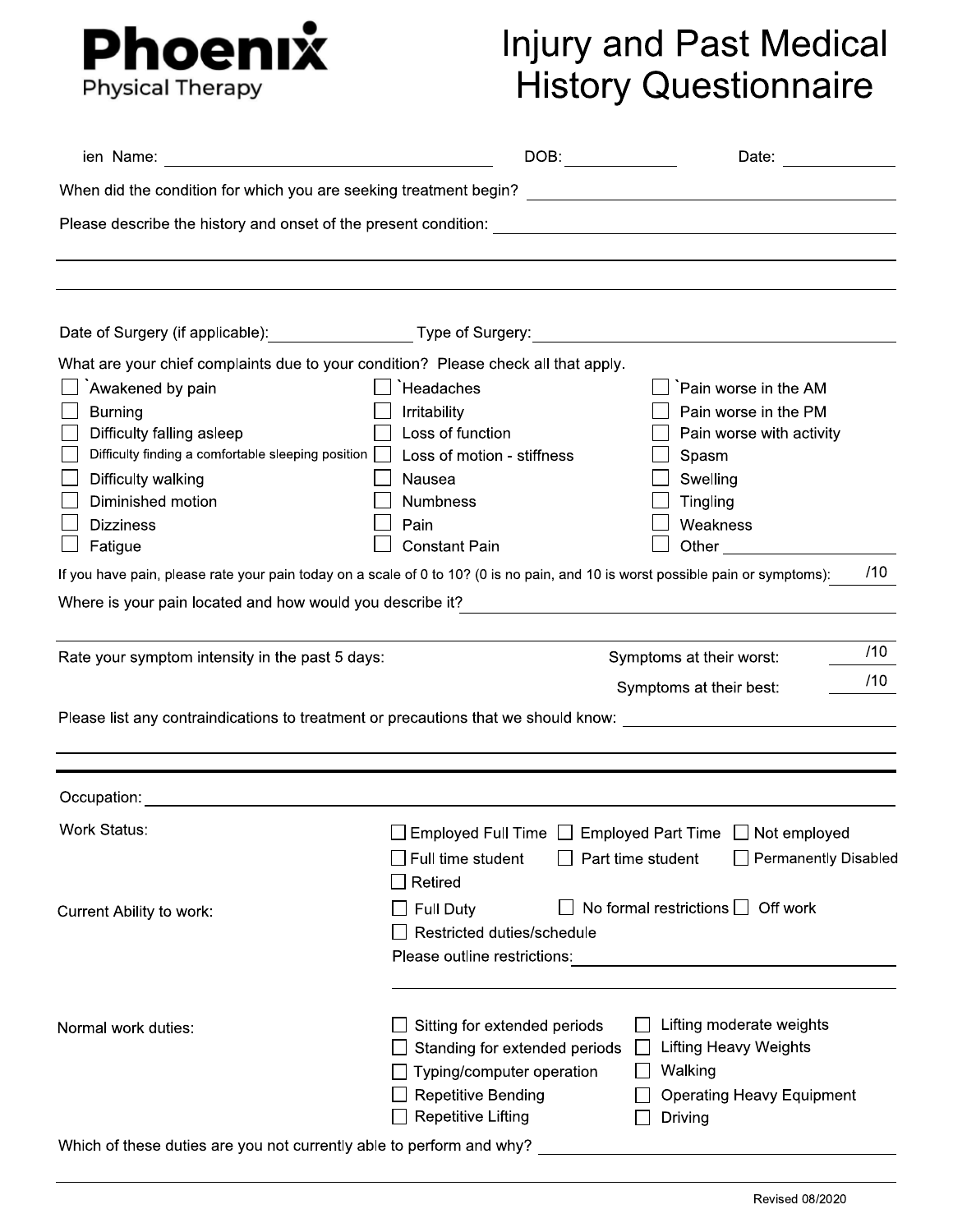**Phoenix** Physical Therapy

# Injury and Past Medical History Questionnaire

ien Name: ______________________ DOB: __________ Date: __________

When did the condition for which you are seeking treatment begin? ______________________

Please describe the history and onset of the present condition: ______________________

______________________

______________________

Date of Surgery (if applicable): __________ Type of Surgery: ______________________

What are your chief complaints due to your condition? Please check all that apply.

- ☐ `Awakened by pain
- ☐ Burning
- ☐ Difficulty falling asleep
- ☐ Difficulty finding a comfortable sleeping position
- ☐ Difficulty walking
- ☐ Diminished motion
- ☐ Dizziness
- ☐ Fatigue
- ☐ `Headaches
- ☐ Irritability
- ☐ Loss of function
- ☐ Loss of motion - stiffness
- ☐ Nausea
- ☐ Numbness
- ☐ Pain
- ☐ Constant Pain
- ☐ `Pain worse in the AM
- ☐ Pain worse in the PM
- ☐ Pain worse with activity
- ☐ Spasm
- ☐ Swelling
- ☐ Tingling
- ☐ Weakness
- ☐ Other __________

If you have pain, please rate your pain today on a scale of 0 to 10? (0 is no pain, and 10 is worst possible pain or symptoms): ____ /10

Where is your pain located and how would you describe it? ______________________

______________________

Rate your symptom intensity in the past 5 days:

Symptoms at their worst: ____ /10

Symptoms at their best: ____ /10

Please list any contraindications to treatment or precautions that we should know: ______________________

______________________

---

Occupation: ______________________

Work Status:

- ☐ Employed Full Time
- ☐ Employed Part Time
- ☐ Not employed
- ☐ Full time student
- ☐ Part time student
- ☐ Permanently Disabled
- ☐ Retired

Current Ability to work:

- ☐ Full Duty
- ☐ No formal restrictions
- ☐ Off work
- ☐ Restricted duties/schedule

Please outline restrictions: ______________________

______________________

Normal work duties:

- ☐ Sitting for extended periods
- ☐ Standing for extended periods
- ☐ Typing/computer operation
- ☐ Repetitive Bending
- ☐ Repetitive Lifting
- ☐ Lifting moderate weights
- ☐ Lifting Heavy Weights
- ☐ Walking
- ☐ Operating Heavy Equipment
- ☐ Driving

Which of these duties are you not currently able to perform and why? ______________________

______________________

Revised 08/2020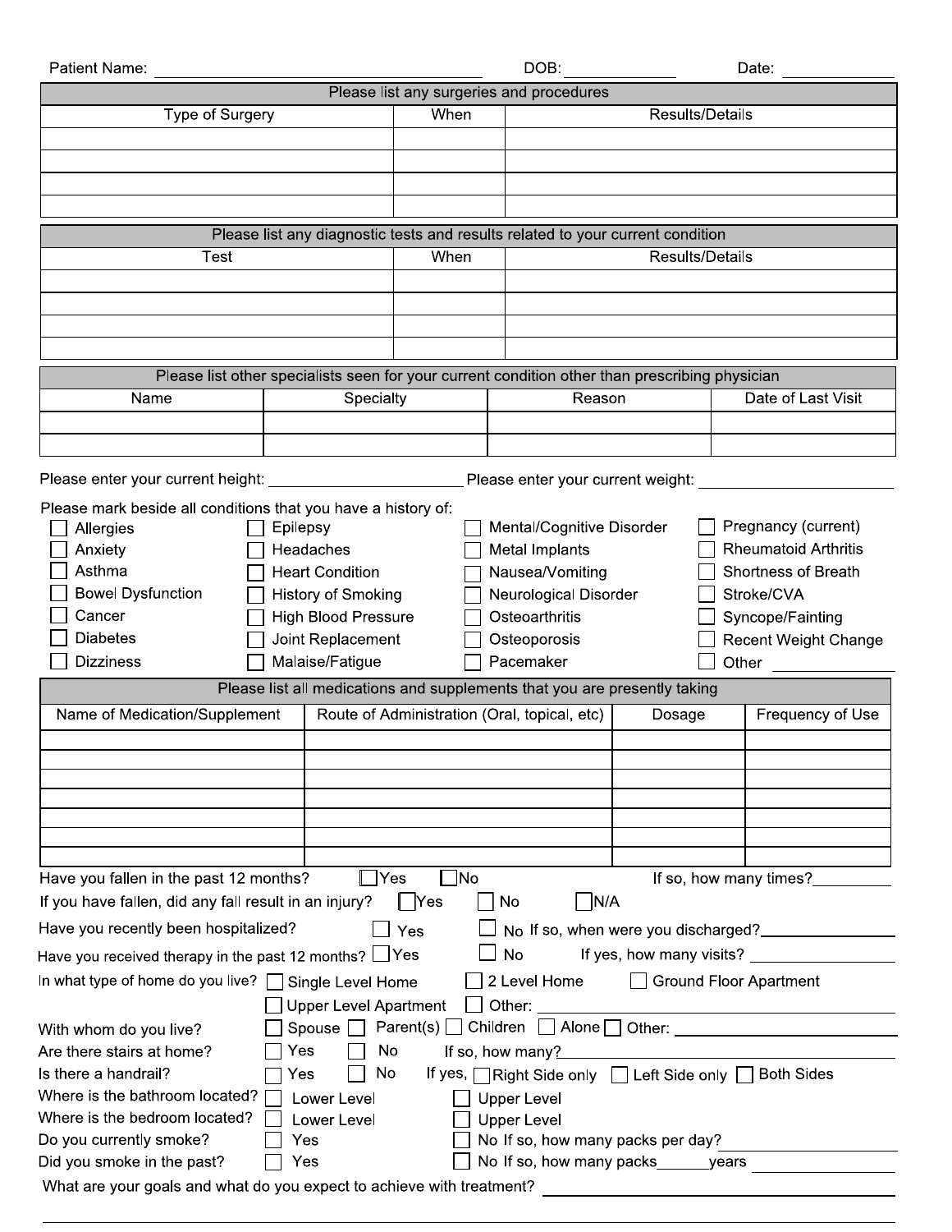Patient Name: ______________________________ DOB: ____________ Date: ____________

| Please list any surgeries and procedures | | |
|---|---|---|
| Type of Surgery | When | Results/Details |
| | | |
| | | |
| | | |
| | | |

| Please list any diagnostic tests and results related to your current condition | | |
|---|---|---|
| Test | When | Results/Details |
| | | |
| | | |
| | | |
| | | |

| Please list other specialists seen for your current condition other than prescribing physician | | | |
|---|---|---|---|
| Name | Specialty | Reason | Date of Last Visit |
| | | | |
| | | | |

Please enter your current height: ____________________ Please enter your current weight: ____________________

Please mark beside all conditions that you have a history of:

- ☐ Allergies
- ☐ Anxiety
- ☐ Asthma
- ☐ Bowel Dysfunction
- ☐ Cancer
- ☐ Diabetes
- ☐ Dizziness
- ☐ Epilepsy
- ☐ Headaches
- ☐ Heart Condition
- ☐ History of Smoking
- ☐ High Blood Pressure
- ☐ Joint Replacement
- ☐ Malaise/Fatigue
- ☐ Mental/Cognitive Disorder
- ☐ Metal Implants
- ☐ Nausea/Vomiting
- ☐ Neurological Disorder
- ☐ Osteoarthritis
- ☐ Osteoporosis
- ☐ Pacemaker
- ☐ Pregnancy (current)
- ☐ Rheumatoid Arthritis
- ☐ Shortness of Breath
- ☐ Stroke/CVA
- ☐ Syncope/Fainting
- ☐ Recent Weight Change
- ☐ Other ____________

| Please list all medications and supplements that you are presently taking | | | |
|---|---|---|---|
| Name of Medication/Supplement | Route of Administration (Oral, topical, etc) | Dosage | Frequency of Use |
| | | | |
| | | | |
| | | | |
| | | | |
| | | | |
| | | | |
| | | | |

Have you fallen in the past 12 months? ☐ Yes ☐ No If so, how many times? ________

If you have fallen, did any fall result in an injury? ☐ Yes ☐ No ☐ N/A

Have you recently been hospitalized? ☐ Yes ☐ No If so, when were you discharged? ______________

Have you received therapy in the past 12 months? ☐ Yes ☐ No If yes, how many visits? ______________

In what type of home do you live? ☐ Single Level Home ☐ 2 Level Home ☐ Ground Floor Apartment ☐ Upper Level Apartment ☐ Other: ______________________

With whom do you live? ☐ Spouse ☐ Parent(s) ☐ Children ☐ Alone ☐ Other: ______________________

Are there stairs at home? ☐ Yes ☐ No If so, how many? ______________________

Is there a handrail? ☐ Yes ☐ No If yes, ☐ Right Side only ☐ Left Side only ☐ Both Sides

Where is the bathroom located? ☐ Lower Level ☐ Upper Level

Where is the bedroom located? ☐ Lower Level ☐ Upper Level

Do you currently smoke? ☐ Yes ☐ No If so, how many packs per day? ______________

Did you smoke in the past? ☐ Yes ☐ No If so, how many packs ______ years ______________

What are your goals and what do you expect to achieve with treatment? ______________________________

______________________________________________________________________________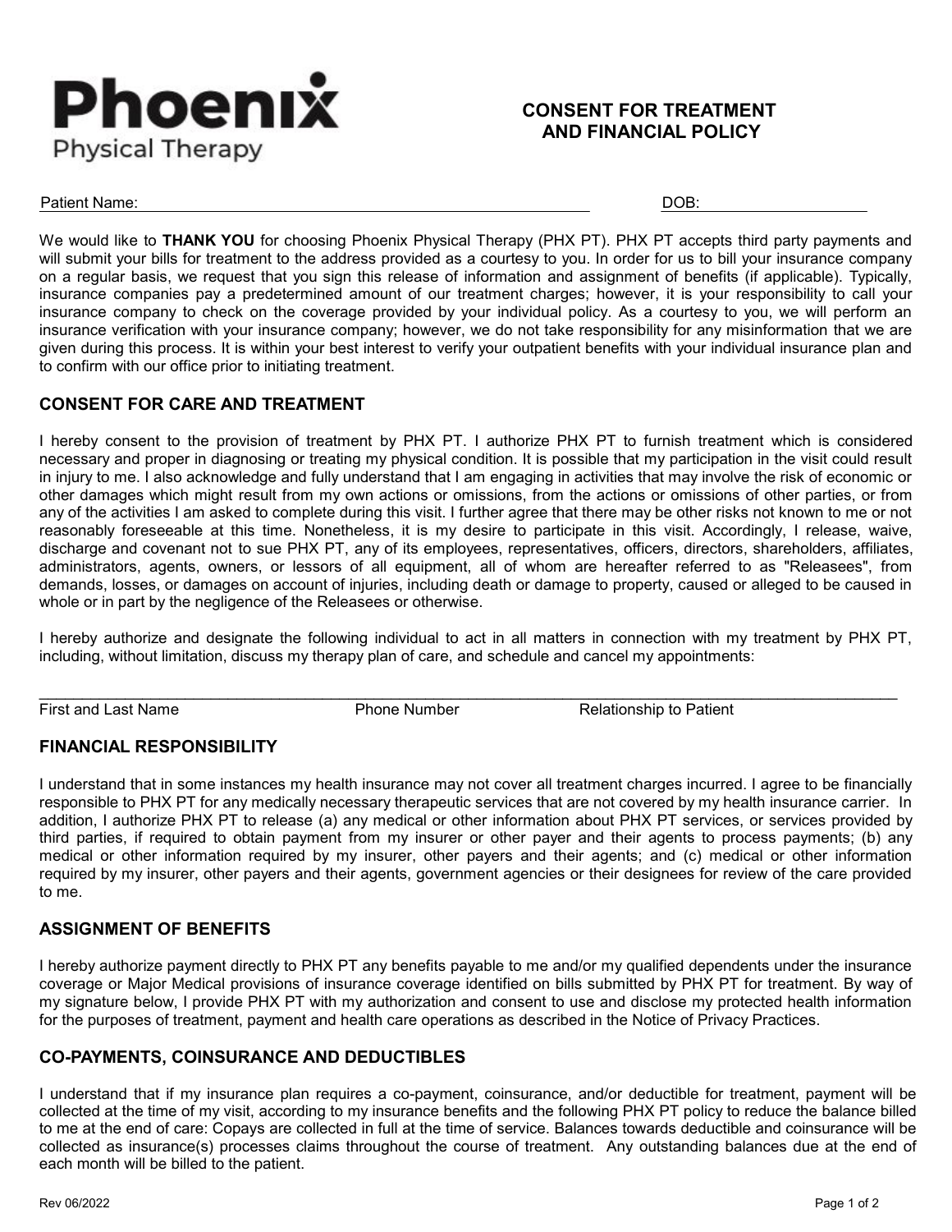**Phoenix**
Physical Therapy

# CONSENT FOR TREATMENT AND FINANCIAL POLICY

Patient Name: ______________________________________________ DOB: ____________________

We would like to **THANK YOU** for choosing Phoenix Physical Therapy (PHX PT). PHX PT accepts third party payments and will submit your bills for treatment to the address provided as a courtesy to you. In order for us to bill your insurance company on a regular basis, we request that you sign this release of information and assignment of benefits (if applicable). Typically, insurance companies pay a predetermined amount of our treatment charges; however, it is your responsibility to call your insurance company to check on the coverage provided by your individual policy. As a courtesy to you, we will perform an insurance verification with your insurance company; however, we do not take responsibility for any misinformation that we are given during this process. It is within your best interest to verify your outpatient benefits with your individual insurance plan and to confirm with our office prior to initiating treatment.

## CONSENT FOR CARE AND TREATMENT

I hereby consent to the provision of treatment by PHX PT. I authorize PHX PT to furnish treatment which is considered necessary and proper in diagnosing or treating my physical condition. It is possible that my participation in the visit could result in injury to me. I also acknowledge and fully understand that I am engaging in activities that may involve the risk of economic or other damages which might result from my own actions or omissions, from the actions or omissions of other parties, or from any of the activities I am asked to complete during this visit. I further agree that there may be other risks not known to me or not reasonably foreseeable at this time. Nonetheless, it is my desire to participate in this visit. Accordingly, I release, waive, discharge and covenant not to sue PHX PT, any of its employees, representatives, officers, directors, shareholders, affiliates, administrators, agents, owners, or lessors of all equipment, all of whom are hereafter referred to as "Releasees", from demands, losses, or damages on account of injuries, including death or damage to property, caused or alleged to be caused in whole or in part by the negligence of the Releasees or otherwise.

I hereby authorize and designate the following individual to act in all matters in connection with my treatment by PHX PT, including, without limitation, discuss my therapy plan of care, and schedule and cancel my appointments:

_______________________________________________________________________________________

First and Last Name Phone Number Relationship to Patient

## FINANCIAL RESPONSIBILITY

I understand that in some instances my health insurance may not cover all treatment charges incurred. I agree to be financially responsible to PHX PT for any medically necessary therapeutic services that are not covered by my health insurance carrier. In addition, I authorize PHX PT to release (a) any medical or other information about PHX PT services, or services provided by third parties, if required to obtain payment from my insurer or other payer and their agents to process payments; (b) any medical or other information required by my insurer, other payers and their agents; and (c) medical or other information required by my insurer, other payers and their agents, government agencies or their designees for review of the care provided to me.

## ASSIGNMENT OF BENEFITS

I hereby authorize payment directly to PHX PT any benefits payable to me and/or my qualified dependents under the insurance coverage or Major Medical provisions of insurance coverage identified on bills submitted by PHX PT for treatment. By way of my signature below, I provide PHX PT with my authorization and consent to use and disclose my protected health information for the purposes of treatment, payment and health care operations as described in the Notice of Privacy Practices.

## CO-PAYMENTS, COINSURANCE AND DEDUCTIBLES

I understand that if my insurance plan requires a co-payment, coinsurance, and/or deductible for treatment, payment will be collected at the time of my visit, according to my insurance benefits and the following PHX PT policy to reduce the balance billed to me at the end of care: Copays are collected in full at the time of service. Balances towards deductible and coinsurance will be collected as insurance(s) processes claims throughout the course of treatment. Any outstanding balances due at the end of each month will be billed to the patient.

Rev 06/2022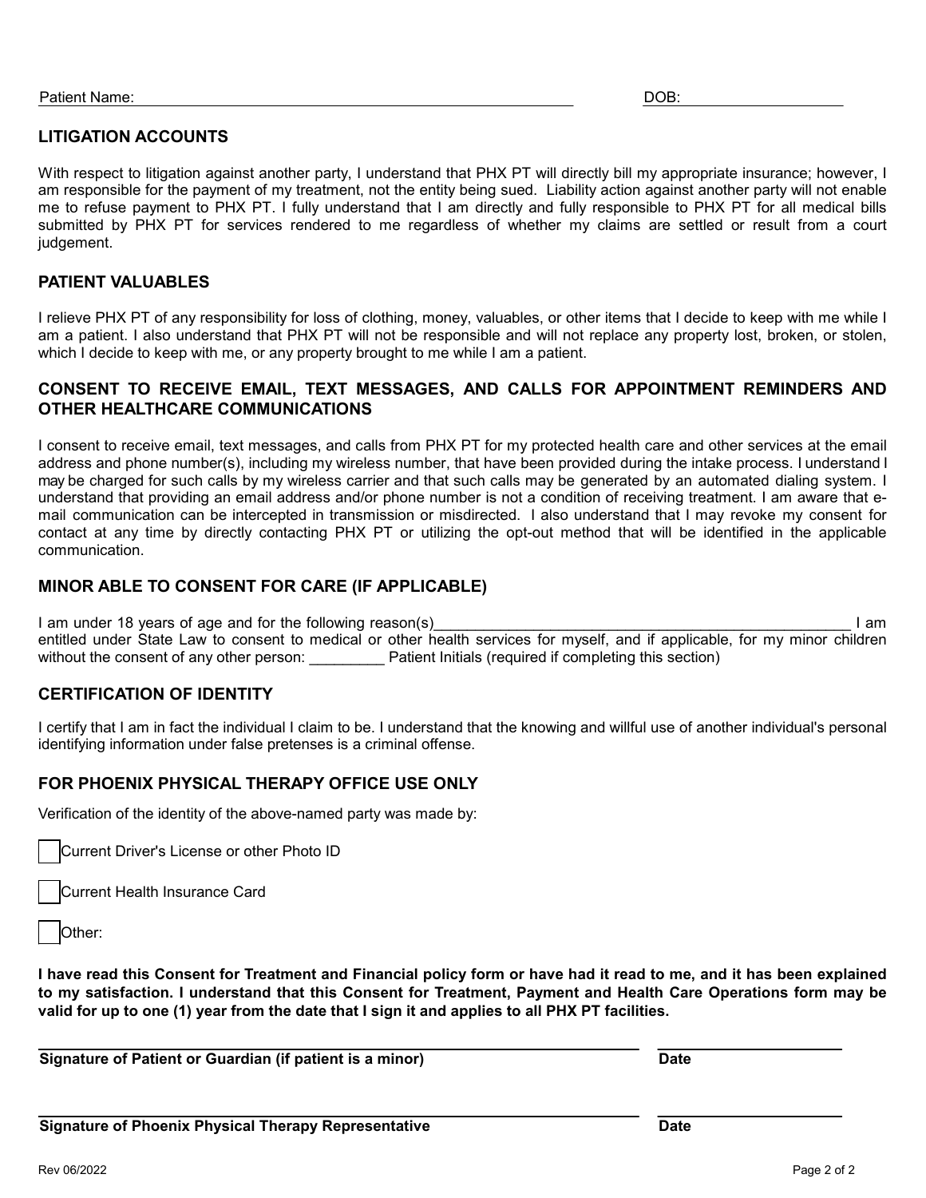Patient Name: ______________________________ DOB: ______________

## LITIGATION ACCOUNTS

With respect to litigation against another party, I understand that PHX PT will directly bill my appropriate insurance; however, I am responsible for the payment of my treatment, not the entity being sued. Liability action against another party will not enable me to refuse payment to PHX PT. I fully understand that I am directly and fully responsible to PHX PT for all medical bills submitted by PHX PT for services rendered to me regardless of whether my claims are settled or result from a court judgement.

## PATIENT VALUABLES

I relieve PHX PT of any responsibility for loss of clothing, money, valuables, or other items that I decide to keep with me while I am a patient. I also understand that PHX PT will not be responsible and will not replace any property lost, broken, or stolen, which I decide to keep with me, or any property brought to me while I am a patient.

## CONSENT TO RECEIVE EMAIL, TEXT MESSAGES, AND CALLS FOR APPOINTMENT REMINDERS AND OTHER HEALTHCARE COMMUNICATIONS

I consent to receive email, text messages, and calls from PHX PT for my protected health care and other services at the email address and phone number(s), including my wireless number, that have been provided during the intake process. I understand I may be charged for such calls by my wireless carrier and that such calls may be generated by an automated dialing system. I understand that providing an email address and/or phone number is not a condition of receiving treatment. I am aware that e-mail communication can be intercepted in transmission or misdirected. I also understand that I may revoke my consent for contact at any time by directly contacting PHX PT or utilizing the opt-out method that will be identified in the applicable communication.

## MINOR ABLE TO CONSENT FOR CARE (IF APPLICABLE)

I am under 18 years of age and for the following reason(s)________________________________________________ I am entitled under State Law to consent to medical or other health services for myself, and if applicable, for my minor children without the consent of any other person: _________ Patient Initials (required if completing this section)

## CERTIFICATION OF IDENTITY

I certify that I am in fact the individual I claim to be. I understand that the knowing and willful use of another individual's personal identifying information under false pretenses is a criminal offense.

## FOR PHOENIX PHYSICAL THERAPY OFFICE USE ONLY

Verification of the identity of the above-named party was made by:

☐ Current Driver's License or other Photo ID

☐ Current Health Insurance Card

☐ Other:

**I have read this Consent for Treatment and Financial policy form or have had it read to me, and it has been explained to my satisfaction. I understand that this Consent for Treatment, Payment and Health Care Operations form may be valid for up to one (1) year from the date that I sign it and applies to all PHX PT facilities.**

______________________________________________ ________________

**Signature of Patient or Guardian (if patient is a minor)** **Date**

______________________________________________ ________________

**Signature of Phoenix Physical Therapy Representative** **Date**

Rev 06/2022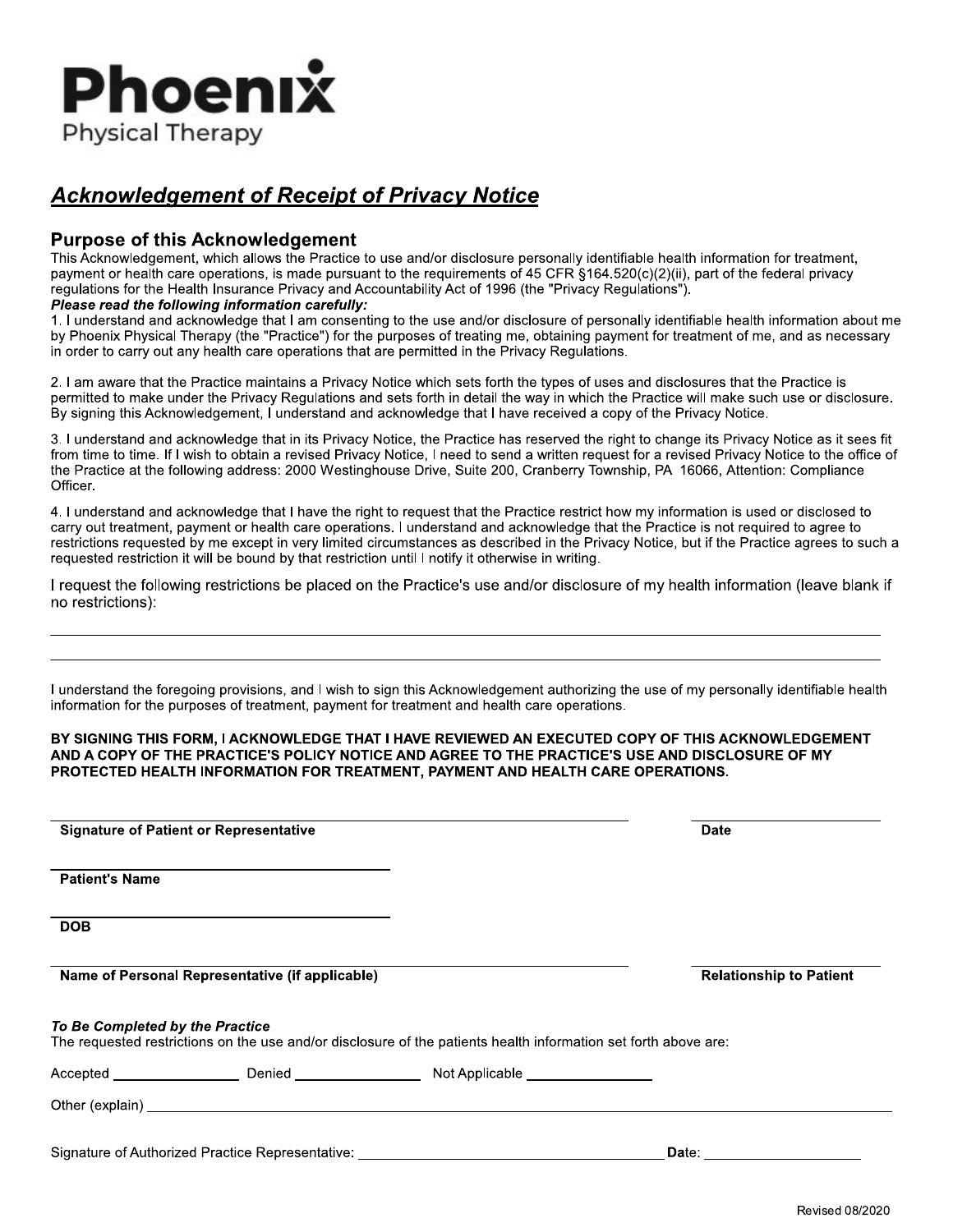**Phoenix**
Physical Therapy

# *Acknowledgement of Receipt of Privacy Notice*

## Purpose of this Acknowledgement

This Acknowledgement, which allows the Practice to use and/or disclosure personally identifiable health information for treatment, payment or health care operations, is made pursuant to the requirements of 45 CFR §164.520(c)(2)(ii), part of the federal privacy regulations for the Health Insurance Privacy and Accountability Act of 1996 (the "Privacy Regulations").

***Please read the following information carefully:***

1. I understand and acknowledge that I am consenting to the use and/or disclosure of personally identifiable health information about me by Phoenix Physical Therapy (the "Practice") for the purposes of treating me, obtaining payment for treatment of me, and as necessary in order to carry out any health care operations that are permitted in the Privacy Regulations.

2. I am aware that the Practice maintains a Privacy Notice which sets forth the types of uses and disclosures that the Practice is permitted to make under the Privacy Regulations and sets forth in detail the way in which the Practice will make such use or disclosure. By signing this Acknowledgement, I understand and acknowledge that I have received a copy of the Privacy Notice.

3. I understand and acknowledge that in its Privacy Notice, the Practice has reserved the right to change its Privacy Notice as it sees fit from time to time. If I wish to obtain a revised Privacy Notice, I need to send a written request for a revised Privacy Notice to the office of the Practice at the following address: 2000 Westinghouse Drive, Suite 200, Cranberry Township, PA 16066, Attention: Compliance Officer.

4. I understand and acknowledge that I have the right to request that the Practice restrict how my information is used or disclosed to carry out treatment, payment or health care operations. I understand and acknowledge that the Practice is not required to agree to restrictions requested by me except in very limited circumstances as described in the Privacy Notice, but if the Practice agrees to such a requested restriction it will be bound by that restriction until I notify it otherwise in writing.

I request the following restrictions be placed on the Practice's use and/or disclosure of my health information (leave blank if no restrictions):

______________________________________________________________________________

______________________________________________________________________________

I understand the foregoing provisions, and I wish to sign this Acknowledgement authorizing the use of my personally identifiable health information for the purposes of treatment, payment for treatment and health care operations.

**BY SIGNING THIS FORM, I ACKNOWLEDGE THAT I HAVE REVIEWED AN EXECUTED COPY OF THIS ACKNOWLEDGEMENT AND A COPY OF THE PRACTICE'S POLICY NOTICE AND AGREE TO THE PRACTICE'S USE AND DISCLOSURE OF MY PROTECTED HEALTH INFORMATION FOR TREATMENT, PAYMENT AND HEALTH CARE OPERATIONS.**

______________________________________________ ____________________
**Signature of Patient or Representative** **Date**

______________________________
**Patient's Name**

______________________________
**DOB**

______________________________________________ ____________________
**Name of Personal Representative (if applicable)** **Relationship to Patient**

***To Be Completed by the Practice***

The requested restrictions on the use and/or disclosure of the patients health information set forth above are:

Accepted ______________ Denied ______________ Not Applicable ______________

Other (explain) ______________________________________________________________

Signature of Authorized Practice Representative: ______________________________ Date: ________________

Revised 08/2020